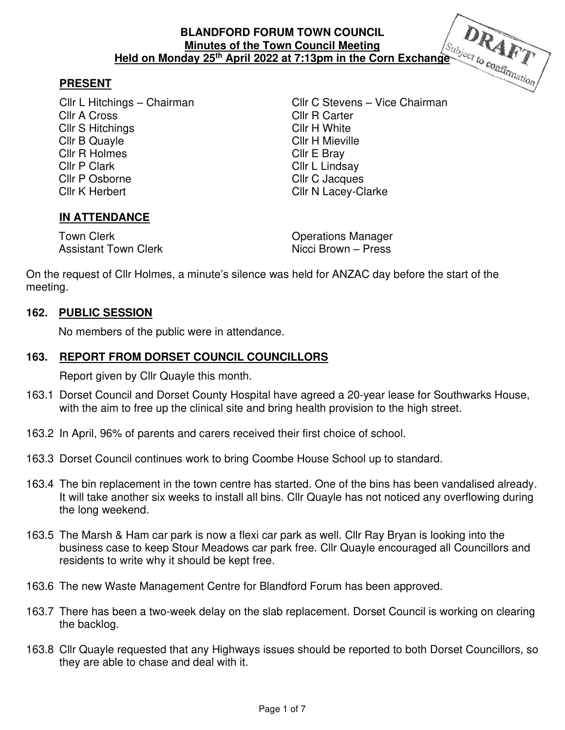# BLANDFORD FORUM TOWN COUNCIL

**Minutes of the Town Council Meeting**

**Held on Monday 25th April 2022 at 7:13pm in the Corn Exchange**

DRAFT – Subject to confirmation

## PRESENT

Cllr L Hitchings – Chairman
Cllr C Stevens – Vice Chairman
Cllr A Cross
Cllr R Carter
Cllr S Hitchings
Cllr H White
Cllr B Quayle
Cllr H Mieville
Cllr R Holmes
Cllr E Bray
Cllr P Clark
Cllr L Lindsay
Cllr P Osborne
Cllr C Jacques
Cllr K Herbert
Cllr N Lacey-Clarke

## IN ATTENDANCE

Town Clerk
Operations Manager
Assistant Town Clerk
Nicci Brown – Press

On the request of Cllr Holmes, a minute's silence was held for ANZAC day before the start of the meeting.

## 162. PUBLIC SESSION

No members of the public were in attendance.

## 163. REPORT FROM DORSET COUNCIL COUNCILLORS

Report given by Cllr Quayle this month.

163.1 Dorset Council and Dorset County Hospital have agreed a 20-year lease for Southwarks House, with the aim to free up the clinical site and bring health provision to the high street.

163.2 In April, 96% of parents and carers received their first choice of school.

163.3 Dorset Council continues work to bring Coombe House School up to standard.

163.4 The bin replacement in the town centre has started. One of the bins has been vandalised already. It will take another six weeks to install all bins. Cllr Quayle has not noticed any overflowing during the long weekend.

163.5 The Marsh & Ham car park is now a flexi car park as well. Cllr Ray Bryan is looking into the business case to keep Stour Meadows car park free. Cllr Quayle encouraged all Councillors and residents to write why it should be kept free.

163.6 The new Waste Management Centre for Blandford Forum has been approved.

163.7 There has been a two-week delay on the slab replacement. Dorset Council is working on clearing the backlog.

163.8 Cllr Quayle requested that any Highways issues should be reported to both Dorset Councillors, so they are able to chase and deal with it.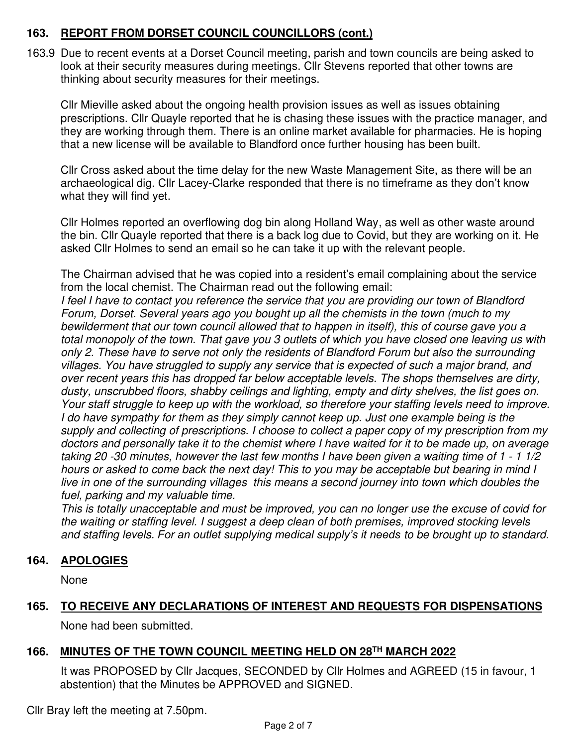## 163. REPORT FROM DORSET COUNCIL COUNCILLORS (cont.)

163.9 Due to recent events at a Dorset Council meeting, parish and town councils are being asked to look at their security measures during meetings. Cllr Stevens reported that other towns are thinking about security measures for their meetings.

Cllr Mieville asked about the ongoing health provision issues as well as issues obtaining prescriptions. Cllr Quayle reported that he is chasing these issues with the practice manager, and they are working through them. There is an online market available for pharmacies. He is hoping that a new license will be available to Blandford once further housing has been built.

Cllr Cross asked about the time delay for the new Waste Management Site, as there will be an archaeological dig. Cllr Lacey-Clarke responded that there is no timeframe as they don't know what they will find yet.

Cllr Holmes reported an overflowing dog bin along Holland Way, as well as other waste around the bin. Cllr Quayle reported that there is a back log due to Covid, but they are working on it. He asked Cllr Holmes to send an email so he can take it up with the relevant people.

The Chairman advised that he was copied into a resident's email complaining about the service from the local chemist. The Chairman read out the following email:

*I feel I have to contact you reference the service that you are providing our town of Blandford Forum, Dorset. Several years ago you bought up all the chemists in the town (much to my bewilderment that our town council allowed that to happen in itself), this of course gave you a total monopoly of the town. That gave you 3 outlets of which you have closed one leaving us with only 2. These have to serve not only the residents of Blandford Forum but also the surrounding villages. You have struggled to supply any service that is expected of such a major brand, and over recent years this has dropped far below acceptable levels. The shops themselves are dirty, dusty, unscrubbed floors, shabby ceilings and lighting, empty and dirty shelves, the list goes on. Your staff struggle to keep up with the workload, so therefore your staffing levels need to improve. I do have sympathy for them as they simply cannot keep up. Just one example being is the supply and collecting of prescriptions. I choose to collect a paper copy of my prescription from my doctors and personally take it to the chemist where I have waited for it to be made up, on average taking 20 -30 minutes, however the last few months I have been given a waiting time of 1 - 1 1/2 hours or asked to come back the next day! This to you may be acceptable but bearing in mind I live in one of the surrounding villages this means a second journey into town which doubles the fuel, parking and my valuable time.*

*This is totally unacceptable and must be improved, you can no longer use the excuse of covid for the waiting or staffing level. I suggest a deep clean of both premises, improved stocking levels and staffing levels. For an outlet supplying medical supply's it needs to be brought up to standard.*

## 164. APOLOGIES

None

## 165. TO RECEIVE ANY DECLARATIONS OF INTEREST AND REQUESTS FOR DISPENSATIONS

None had been submitted.

## 166. MINUTES OF THE TOWN COUNCIL MEETING HELD ON 28TH MARCH 2022

It was PROPOSED by Cllr Jacques, SECONDED by Cllr Holmes and AGREED (15 in favour, 1 abstention) that the Minutes be APPROVED and SIGNED.

Cllr Bray left the meeting at 7.50pm.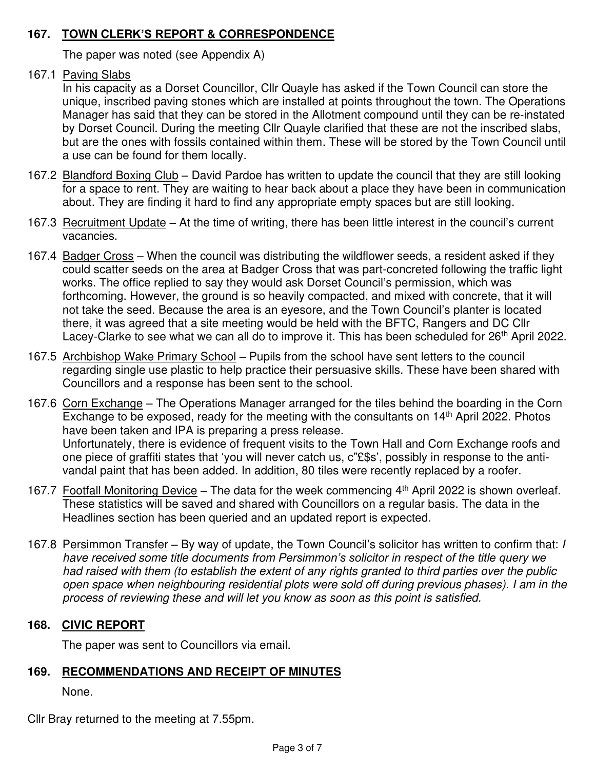## 167. TOWN CLERK'S REPORT & CORRESPONDENCE

The paper was noted (see Appendix A)

167.1 Paving Slabs
In his capacity as a Dorset Councillor, Cllr Quayle has asked if the Town Council can store the unique, inscribed paving stones which are installed at points throughout the town. The Operations Manager has said that they can be stored in the Allotment compound until they can be re-instated by Dorset Council. During the meeting Cllr Quayle clarified that these are not the inscribed slabs, but are the ones with fossils contained within them. These will be stored by the Town Council until a use can be found for them locally.

167.2 Blandford Boxing Club – David Pardoe has written to update the council that they are still looking for a space to rent. They are waiting to hear back about a place they have been in communication about. They are finding it hard to find any appropriate empty spaces but are still looking.

167.3 Recruitment Update – At the time of writing, there has been little interest in the council's current vacancies.

167.4 Badger Cross – When the council was distributing the wildflower seeds, a resident asked if they could scatter seeds on the area at Badger Cross that was part-concreted following the traffic light works. The office replied to say they would ask Dorset Council's permission, which was forthcoming. However, the ground is so heavily compacted, and mixed with concrete, that it will not take the seed. Because the area is an eyesore, and the Town Council's planter is located there, it was agreed that a site meeting would be held with the BFTC, Rangers and DC Cllr Lacey-Clarke to see what we can all do to improve it. This has been scheduled for 26th April 2022.

167.5 Archbishop Wake Primary School – Pupils from the school have sent letters to the council regarding single use plastic to help practice their persuasive skills. These have been shared with Councillors and a response has been sent to the school.

167.6 Corn Exchange – The Operations Manager arranged for the tiles behind the boarding in the Corn Exchange to be exposed, ready for the meeting with the consultants on 14th April 2022. Photos have been taken and IPA is preparing a press release.
Unfortunately, there is evidence of frequent visits to the Town Hall and Corn Exchange roofs and one piece of graffiti states that 'you will never catch us, c"£$s', possibly in response to the anti-vandal paint that has been added. In addition, 80 tiles were recently replaced by a roofer.

167.7 Footfall Monitoring Device – The data for the week commencing 4th April 2022 is shown overleaf. These statistics will be saved and shared with Councillors on a regular basis. The data in the Headlines section has been queried and an updated report is expected.

167.8 Persimmon Transfer – By way of update, the Town Council's solicitor has written to confirm that: *I have received some title documents from Persimmon's solicitor in respect of the title query we had raised with them (to establish the extent of any rights granted to third parties over the public open space when neighbouring residential plots were sold off during previous phases). I am in the process of reviewing these and will let you know as soon as this point is satisfied.*

## 168. CIVIC REPORT

The paper was sent to Councillors via email.

## 169. RECOMMENDATIONS AND RECEIPT OF MINUTES

None.

Cllr Bray returned to the meeting at 7.55pm.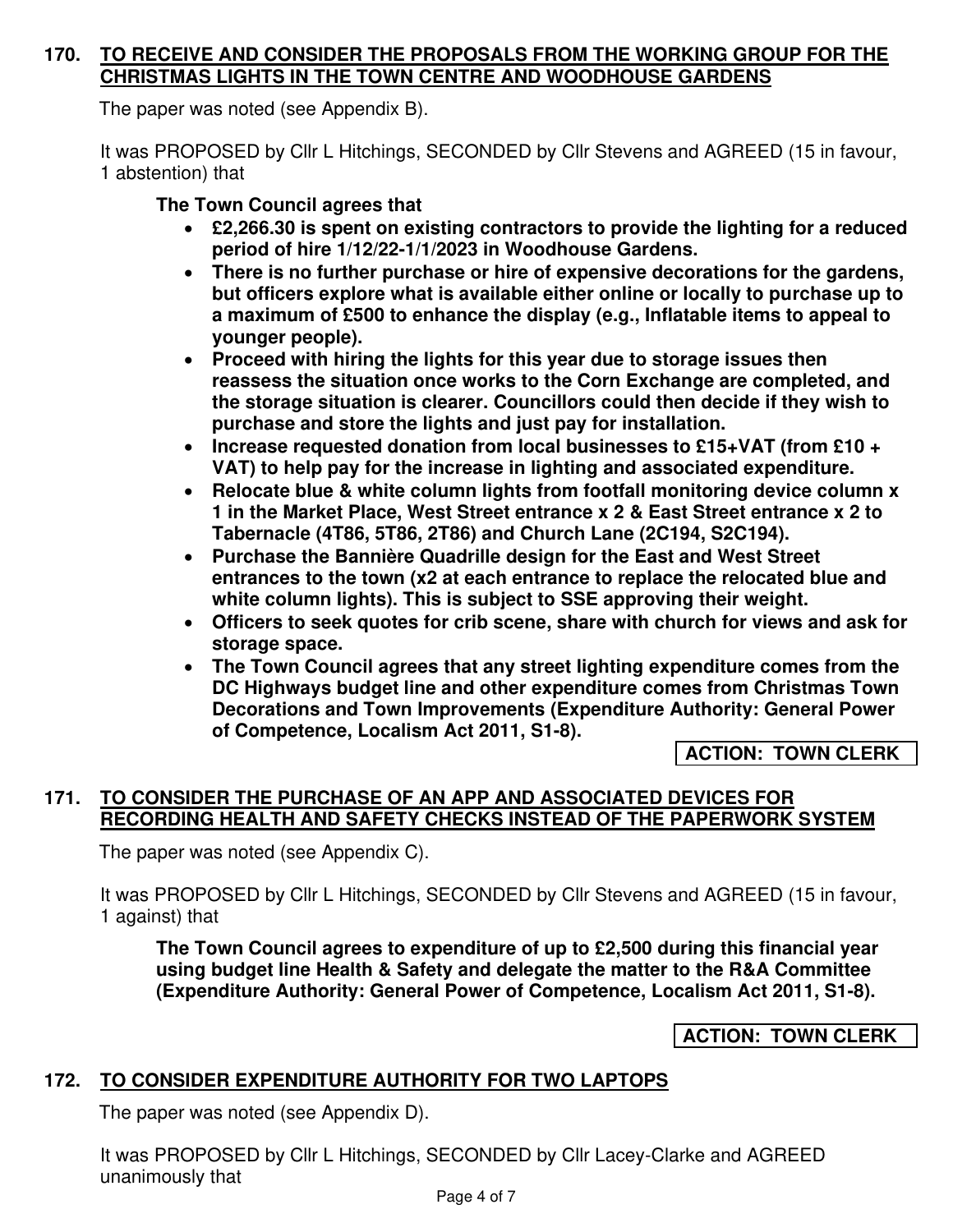## 170. TO RECEIVE AND CONSIDER THE PROPOSALS FROM THE WORKING GROUP FOR THE CHRISTMAS LIGHTS IN THE TOWN CENTRE AND WOODHOUSE GARDENS

The paper was noted (see Appendix B).

It was PROPOSED by Cllr L Hitchings, SECONDED by Cllr Stevens and AGREED (15 in favour, 1 abstention) that

**The Town Council agrees that**

- **£2,266.30 is spent on existing contractors to provide the lighting for a reduced period of hire 1/12/22-1/1/2023 in Woodhouse Gardens.**
- **There is no further purchase or hire of expensive decorations for the gardens, but officers explore what is available either online or locally to purchase up to a maximum of £500 to enhance the display (e.g., Inflatable items to appeal to younger people).**
- **Proceed with hiring the lights for this year due to storage issues then reassess the situation once works to the Corn Exchange are completed, and the storage situation is clearer. Councillors could then decide if they wish to purchase and store the lights and just pay for installation.**
- **Increase requested donation from local businesses to £15+VAT (from £10 + VAT) to help pay for the increase in lighting and associated expenditure.**
- **Relocate blue & white column lights from footfall monitoring device column x 1 in the Market Place, West Street entrance x 2 & East Street entrance x 2 to Tabernacle (4T86, 5T86, 2T86) and Church Lane (2C194, S2C194).**
- **Purchase the Bannière Quadrille design for the East and West Street entrances to the town (x2 at each entrance to replace the relocated blue and white column lights). This is subject to SSE approving their weight.**
- **Officers to seek quotes for crib scene, share with church for views and ask for storage space.**
- **The Town Council agrees that any street lighting expenditure comes from the DC Highways budget line and other expenditure comes from Christmas Town Decorations and Town Improvements (Expenditure Authority: General Power of Competence, Localism Act 2011, S1-8).**

**ACTION: TOWN CLERK**

## 171. TO CONSIDER THE PURCHASE OF AN APP AND ASSOCIATED DEVICES FOR RECORDING HEALTH AND SAFETY CHECKS INSTEAD OF THE PAPERWORK SYSTEM

The paper was noted (see Appendix C).

It was PROPOSED by Cllr L Hitchings, SECONDED by Cllr Stevens and AGREED (15 in favour, 1 against) that

**The Town Council agrees to expenditure of up to £2,500 during this financial year using budget line Health & Safety and delegate the matter to the R&A Committee (Expenditure Authority: General Power of Competence, Localism Act 2011, S1-8).**

**ACTION: TOWN CLERK**

## 172. TO CONSIDER EXPENDITURE AUTHORITY FOR TWO LAPTOPS

The paper was noted (see Appendix D).

It was PROPOSED by Cllr L Hitchings, SECONDED by Cllr Lacey-Clarke and AGREED unanimously that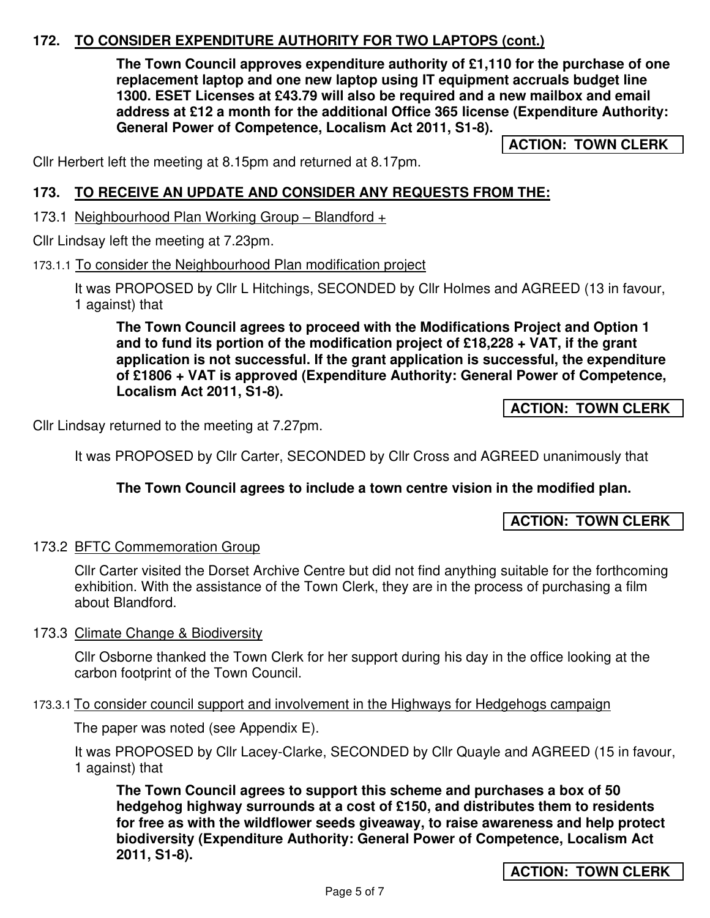## 172. TO CONSIDER EXPENDITURE AUTHORITY FOR TWO LAPTOPS (cont.)

**The Town Council approves expenditure authority of £1,110 for the purchase of one replacement laptop and one new laptop using IT equipment accruals budget line 1300. ESET Licenses at £43.79 will also be required and a new mailbox and email address at £12 a month for the additional Office 365 license (Expenditure Authority: General Power of Competence, Localism Act 2011, S1-8).**

**ACTION: TOWN CLERK**

Cllr Herbert left the meeting at 8.15pm and returned at 8.17pm.

## 173. TO RECEIVE AN UPDATE AND CONSIDER ANY REQUESTS FROM THE:

173.1 Neighbourhood Plan Working Group – Blandford +

Cllr Lindsay left the meeting at 7.23pm.

173.1.1 To consider the Neighbourhood Plan modification project

It was PROPOSED by Cllr L Hitchings, SECONDED by Cllr Holmes and AGREED (13 in favour, 1 against) that

**The Town Council agrees to proceed with the Modifications Project and Option 1 and to fund its portion of the modification project of £18,228 + VAT, if the grant application is not successful. If the grant application is successful, the expenditure of £1806 + VAT is approved (Expenditure Authority: General Power of Competence, Localism Act 2011, S1-8).**

**ACTION: TOWN CLERK**

Cllr Lindsay returned to the meeting at 7.27pm.

It was PROPOSED by Cllr Carter, SECONDED by Cllr Cross and AGREED unanimously that

**The Town Council agrees to include a town centre vision in the modified plan.**

**ACTION: TOWN CLERK**

173.2 BFTC Commemoration Group

Cllr Carter visited the Dorset Archive Centre but did not find anything suitable for the forthcoming exhibition. With the assistance of the Town Clerk, they are in the process of purchasing a film about Blandford.

173.3 Climate Change & Biodiversity

Cllr Osborne thanked the Town Clerk for her support during his day in the office looking at the carbon footprint of the Town Council.

173.3.1 To consider council support and involvement in the Highways for Hedgehogs campaign

The paper was noted (see Appendix E).

It was PROPOSED by Cllr Lacey-Clarke, SECONDED by Cllr Quayle and AGREED (15 in favour, 1 against) that

**The Town Council agrees to support this scheme and purchases a box of 50 hedgehog highway surrounds at a cost of £150, and distributes them to residents for free as with the wildflower seeds giveaway, to raise awareness and help protect biodiversity (Expenditure Authority: General Power of Competence, Localism Act 2011, S1-8).**

**ACTION: TOWN CLERK**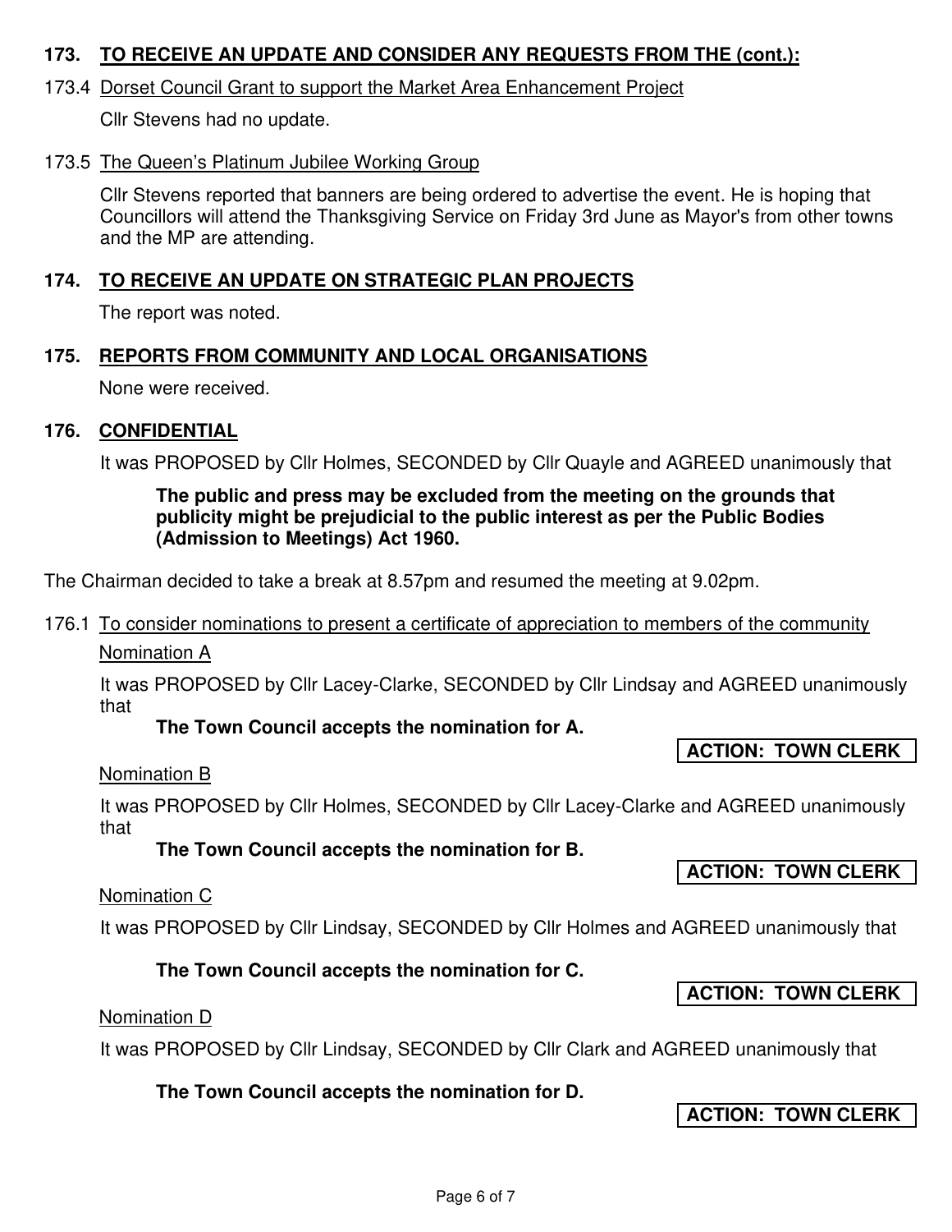## 173. TO RECEIVE AN UPDATE AND CONSIDER ANY REQUESTS FROM THE (cont.):

173.4 Dorset Council Grant to support the Market Area Enhancement Project

Cllr Stevens had no update.

173.5 The Queen's Platinum Jubilee Working Group

Cllr Stevens reported that banners are being ordered to advertise the event. He is hoping that Councillors will attend the Thanksgiving Service on Friday 3rd June as Mayor's from other towns and the MP are attending.

## 174. TO RECEIVE AN UPDATE ON STRATEGIC PLAN PROJECTS

The report was noted.

## 175. REPORTS FROM COMMUNITY AND LOCAL ORGANISATIONS

None were received.

## 176. CONFIDENTIAL

It was PROPOSED by Cllr Holmes, SECONDED by Cllr Quayle and AGREED unanimously that

**The public and press may be excluded from the meeting on the grounds that publicity might be prejudicial to the public interest as per the Public Bodies (Admission to Meetings) Act 1960.**

The Chairman decided to take a break at 8.57pm and resumed the meeting at 9.02pm.

176.1 To consider nominations to present a certificate of appreciation to members of the community

Nomination A

It was PROPOSED by Cllr Lacey-Clarke, SECONDED by Cllr Lindsay and AGREED unanimously that

**The Town Council accepts the nomination for A.**

**ACTION: TOWN CLERK**

Nomination B

It was PROPOSED by Cllr Holmes, SECONDED by Cllr Lacey-Clarke and AGREED unanimously that

**The Town Council accepts the nomination for B.**

**ACTION: TOWN CLERK**

Nomination C

It was PROPOSED by Cllr Lindsay, SECONDED by Cllr Holmes and AGREED unanimously that

**The Town Council accepts the nomination for C.**

**ACTION: TOWN CLERK**

Nomination D

It was PROPOSED by Cllr Lindsay, SECONDED by Cllr Clark and AGREED unanimously that

**The Town Council accepts the nomination for D.**

**ACTION: TOWN CLERK**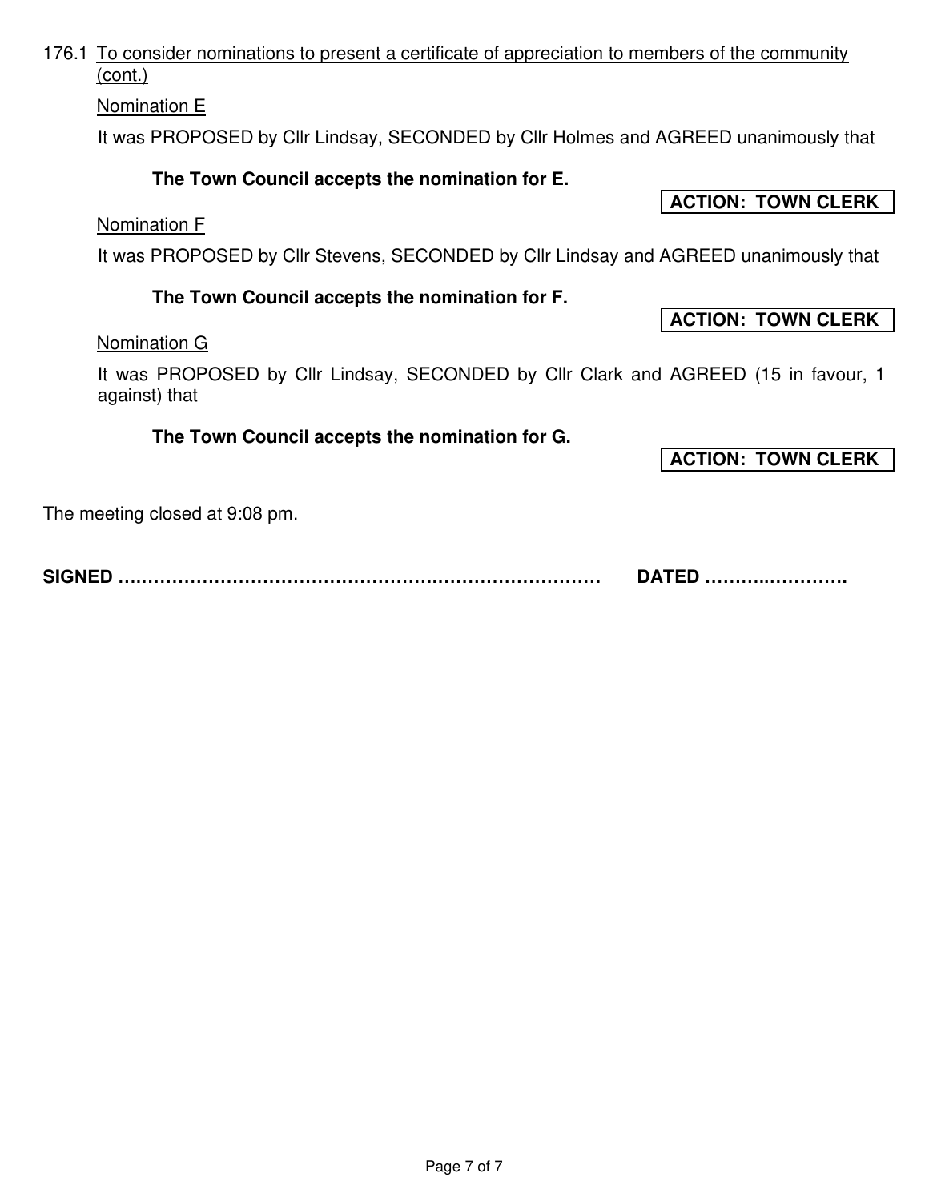176.1 <u>To consider nominations to present a certificate of appreciation to members of the community (cont.)</u>

<u>Nomination E</u>

It was PROPOSED by Cllr Lindsay, SECONDED by Cllr Holmes and AGREED unanimously that

**The Town Council accepts the nomination for E.**

**ACTION: TOWN CLERK**

<u>Nomination F</u>

It was PROPOSED by Cllr Stevens, SECONDED by Cllr Lindsay and AGREED unanimously that

**The Town Council accepts the nomination for F.**

**ACTION: TOWN CLERK**

<u>Nomination G</u>

It was PROPOSED by Cllr Lindsay, SECONDED by Cllr Clark and AGREED (15 in favour, 1 against) that

**The Town Council accepts the nomination for G.**

**ACTION: TOWN CLERK**

The meeting closed at 9:08 pm.

**SIGNED …………………………………………………………………… DATED ……………………**